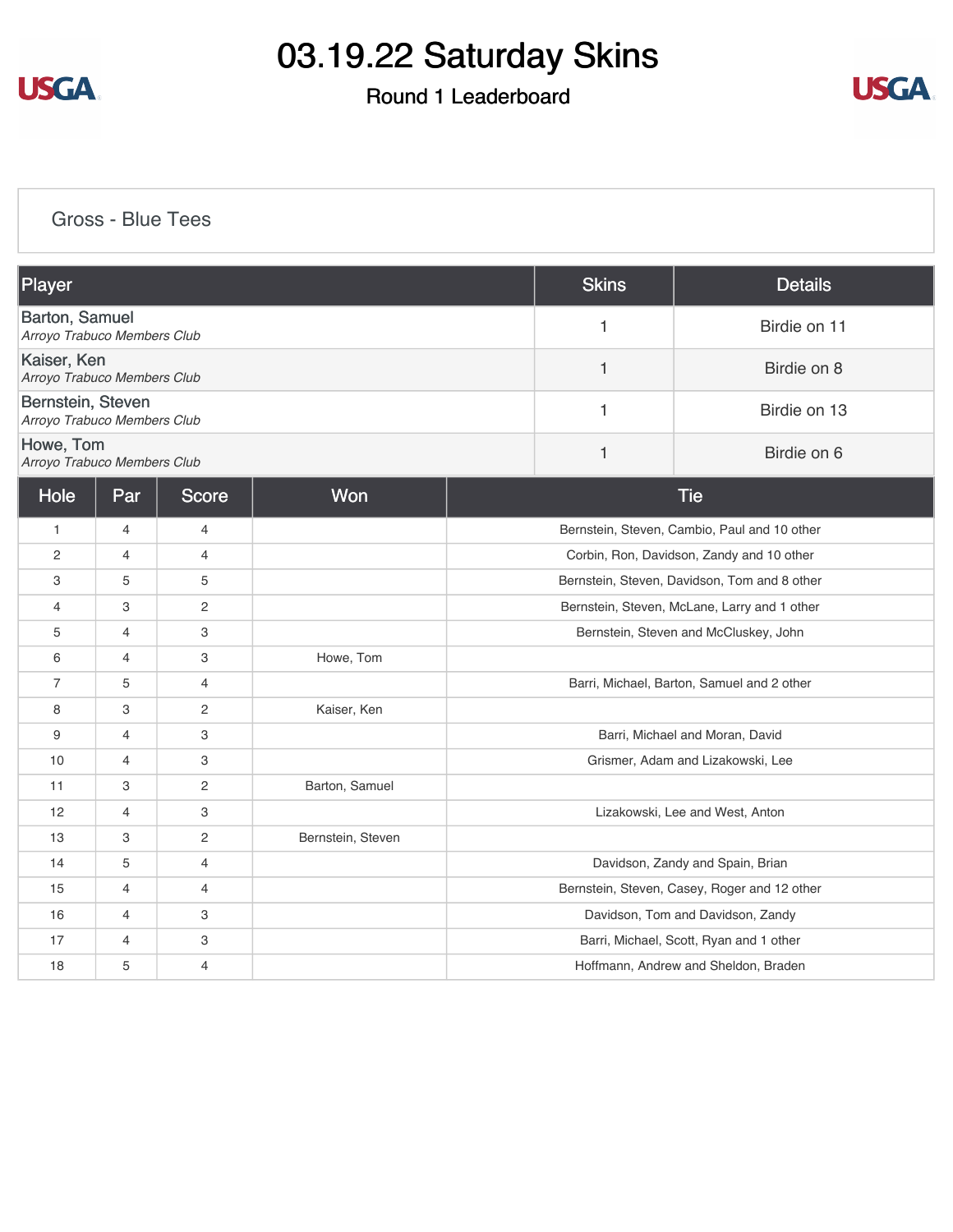# 03.19.22 Saturday Skins

## Round 1 Leaderboard

### Gross - Blue Tees

| Player | Skins | Details |
|---|---|---|
| Barton, Samuel *Arroyo Trabuco Members Club* | 1 | Birdie on 11 |
| Kaiser, Ken *Arroyo Trabuco Members Club* | 1 | Birdie on 8 |
| Bernstein, Steven *Arroyo Trabuco Members Club* | 1 | Birdie on 13 |
| Howe, Tom *Arroyo Trabuco Members Club* | 1 | Birdie on 6 |

| Hole | Par | Score | Won | Tie |
|---|---|---|---|---|
| 1 | 4 | 4 | | Bernstein, Steven, Cambio, Paul and 10 other |
| 2 | 4 | 4 | | Corbin, Ron, Davidson, Zandy and 10 other |
| 3 | 5 | 5 | | Bernstein, Steven, Davidson, Tom and 8 other |
| 4 | 3 | 2 | | Bernstein, Steven, McLane, Larry and 1 other |
| 5 | 4 | 3 | | Bernstein, Steven and McCluskey, John |
| 6 | 4 | 3 | Howe, Tom | |
| 7 | 5 | 4 | | Barri, Michael, Barton, Samuel and 2 other |
| 8 | 3 | 2 | Kaiser, Ken | |
| 9 | 4 | 3 | | Barri, Michael and Moran, David |
| 10 | 4 | 3 | | Grismer, Adam and Lizakowski, Lee |
| 11 | 3 | 2 | Barton, Samuel | |
| 12 | 4 | 3 | | Lizakowski, Lee and West, Anton |
| 13 | 3 | 2 | Bernstein, Steven | |
| 14 | 5 | 4 | | Davidson, Zandy and Spain, Brian |
| 15 | 4 | 4 | | Bernstein, Steven, Casey, Roger and 12 other |
| 16 | 4 | 3 | | Davidson, Tom and Davidson, Zandy |
| 17 | 4 | 3 | | Barri, Michael, Scott, Ryan and 1 other |
| 18 | 5 | 4 | | Hoffmann, Andrew and Sheldon, Braden |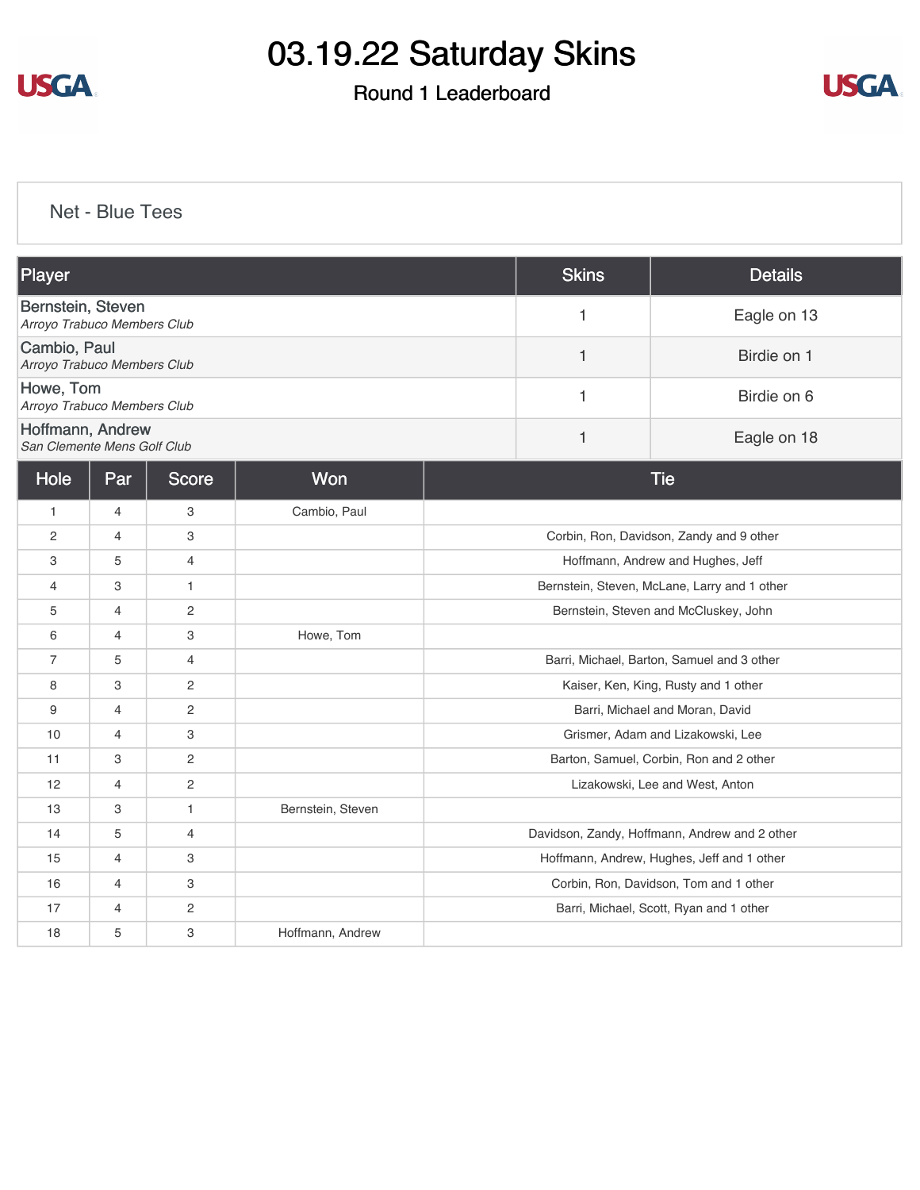# 03.19.22 Saturday Skins

## Round 1 Leaderboard

### Net - Blue Tees

| Player | Skins | Details |
|---|---|---|
| Bernstein, Steven *Arroyo Trabuco Members Club* | 1 | Eagle on 13 |
| Cambio, Paul *Arroyo Trabuco Members Club* | 1 | Birdie on 1 |
| Howe, Tom *Arroyo Trabuco Members Club* | 1 | Birdie on 6 |
| Hoffmann, Andrew *San Clemente Mens Golf Club* | 1 | Eagle on 18 |

| Hole | Par | Score | Won | Tie |
|---|---|---|---|---|
| 1 | 4 | 3 | Cambio, Paul | |
| 2 | 4 | 3 | | Corbin, Ron, Davidson, Zandy and 9 other |
| 3 | 5 | 4 | | Hoffmann, Andrew and Hughes, Jeff |
| 4 | 3 | 1 | | Bernstein, Steven, McLane, Larry and 1 other |
| 5 | 4 | 2 | | Bernstein, Steven and McCluskey, John |
| 6 | 4 | 3 | Howe, Tom | |
| 7 | 5 | 4 | | Barri, Michael, Barton, Samuel and 3 other |
| 8 | 3 | 2 | | Kaiser, Ken, King, Rusty and 1 other |
| 9 | 4 | 2 | | Barri, Michael and Moran, David |
| 10 | 4 | 3 | | Grismer, Adam and Lizakowski, Lee |
| 11 | 3 | 2 | | Barton, Samuel, Corbin, Ron and 2 other |
| 12 | 4 | 2 | | Lizakowski, Lee and West, Anton |
| 13 | 3 | 1 | Bernstein, Steven | |
| 14 | 5 | 4 | | Davidson, Zandy, Hoffmann, Andrew and 2 other |
| 15 | 4 | 3 | | Hoffmann, Andrew, Hughes, Jeff and 1 other |
| 16 | 4 | 3 | | Corbin, Ron, Davidson, Tom and 1 other |
| 17 | 4 | 2 | | Barri, Michael, Scott, Ryan and 1 other |
| 18 | 5 | 3 | Hoffmann, Andrew | |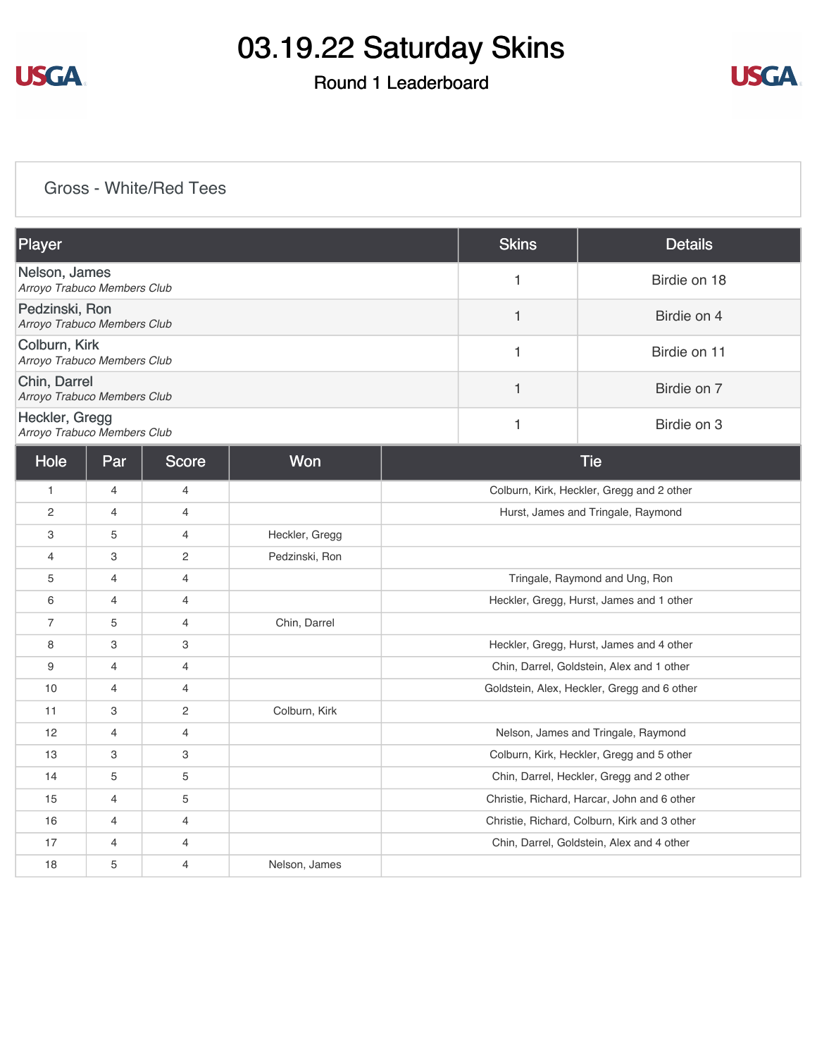# 03.19.22 Saturday Skins

## Round 1 Leaderboard

### Gross - White/Red Tees

| Player | Skins | Details |
|---|---|---|
| Nelson, James<br>*Arroyo Trabuco Members Club* | 1 | Birdie on 18 |
| Pedzinski, Ron<br>*Arroyo Trabuco Members Club* | 1 | Birdie on 4 |
| Colburn, Kirk<br>*Arroyo Trabuco Members Club* | 1 | Birdie on 11 |
| Chin, Darrel<br>*Arroyo Trabuco Members Club* | 1 | Birdie on 7 |
| Heckler, Gregg<br>*Arroyo Trabuco Members Club* | 1 | Birdie on 3 |

| Hole | Par | Score | Won | Tie |
|---|---|---|---|---|
| 1 | 4 | 4 | | Colburn, Kirk, Heckler, Gregg and 2 other |
| 2 | 4 | 4 | | Hurst, James and Tringale, Raymond |
| 3 | 5 | 4 | Heckler, Gregg | |
| 4 | 3 | 2 | Pedzinski, Ron | |
| 5 | 4 | 4 | | Tringale, Raymond and Ung, Ron |
| 6 | 4 | 4 | | Heckler, Gregg, Hurst, James and 1 other |
| 7 | 5 | 4 | Chin, Darrel | |
| 8 | 3 | 3 | | Heckler, Gregg, Hurst, James and 4 other |
| 9 | 4 | 4 | | Chin, Darrel, Goldstein, Alex and 1 other |
| 10 | 4 | 4 | | Goldstein, Alex, Heckler, Gregg and 6 other |
| 11 | 3 | 2 | Colburn, Kirk | |
| 12 | 4 | 4 | | Nelson, James and Tringale, Raymond |
| 13 | 3 | 3 | | Colburn, Kirk, Heckler, Gregg and 5 other |
| 14 | 5 | 5 | | Chin, Darrel, Heckler, Gregg and 2 other |
| 15 | 4 | 5 | | Christie, Richard, Harcar, John and 6 other |
| 16 | 4 | 4 | | Christie, Richard, Colburn, Kirk and 3 other |
| 17 | 4 | 4 | | Chin, Darrel, Goldstein, Alex and 4 other |
| 18 | 5 | 4 | Nelson, James | |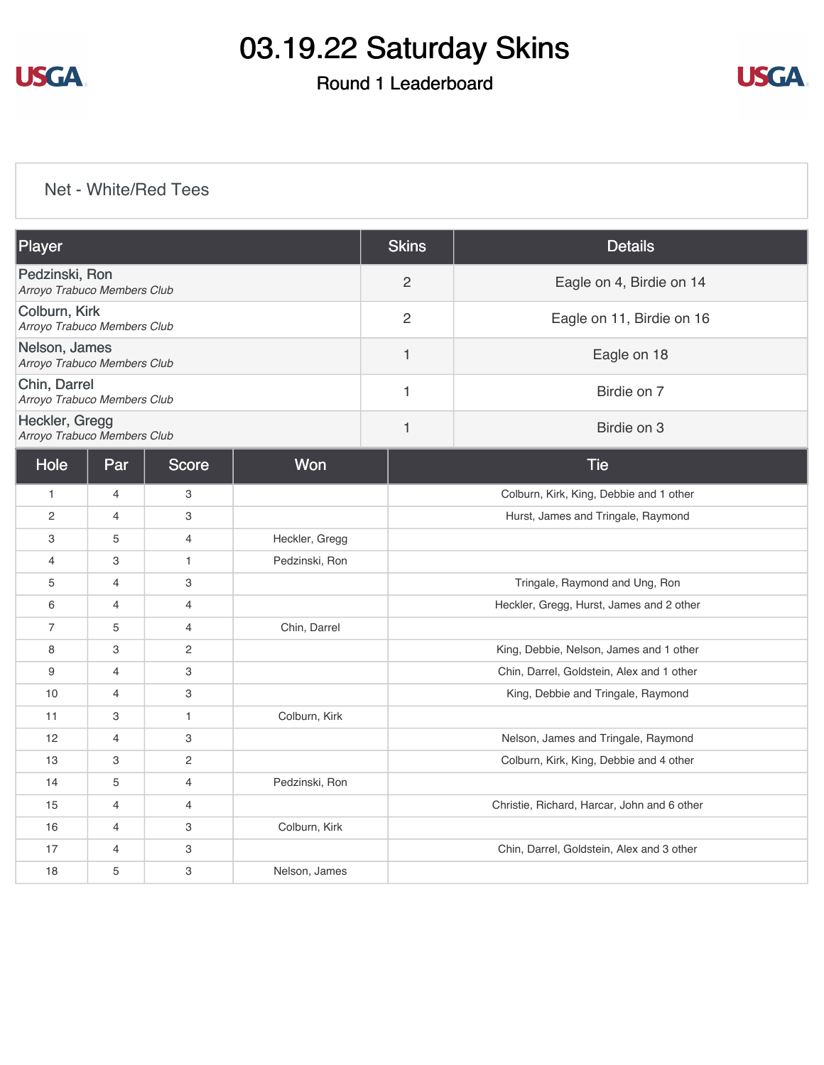# 03.19.22 Saturday Skins

## Round 1 Leaderboard

### Net - White/Red Tees

| Player | Skins | Details |
|---|---|---|
| Pedzinski, Ron<br>*Arroyo Trabuco Members Club* | 2 | Eagle on 4, Birdie on 14 |
| Colburn, Kirk<br>*Arroyo Trabuco Members Club* | 2 | Eagle on 11, Birdie on 16 |
| Nelson, James<br>*Arroyo Trabuco Members Club* | 1 | Eagle on 18 |
| Chin, Darrel<br>*Arroyo Trabuco Members Club* | 1 | Birdie on 7 |
| Heckler, Gregg<br>*Arroyo Trabuco Members Club* | 1 | Birdie on 3 |

| Hole | Par | Score | Won | Tie |
|---|---|---|---|---|
| 1 | 4 | 3 | | Colburn, Kirk, King, Debbie and 1 other |
| 2 | 4 | 3 | | Hurst, James and Tringale, Raymond |
| 3 | 5 | 4 | Heckler, Gregg | |
| 4 | 3 | 1 | Pedzinski, Ron | |
| 5 | 4 | 3 | | Tringale, Raymond and Ung, Ron |
| 6 | 4 | 4 | | Heckler, Gregg, Hurst, James and 2 other |
| 7 | 5 | 4 | Chin, Darrel | |
| 8 | 3 | 2 | | King, Debbie, Nelson, James and 1 other |
| 9 | 4 | 3 | | Chin, Darrel, Goldstein, Alex and 1 other |
| 10 | 4 | 3 | | King, Debbie and Tringale, Raymond |
| 11 | 3 | 1 | Colburn, Kirk | |
| 12 | 4 | 3 | | Nelson, James and Tringale, Raymond |
| 13 | 3 | 2 | | Colburn, Kirk, King, Debbie and 4 other |
| 14 | 5 | 4 | Pedzinski, Ron | |
| 15 | 4 | 4 | | Christie, Richard, Harcar, John and 6 other |
| 16 | 4 | 3 | Colburn, Kirk | |
| 17 | 4 | 3 | | Chin, Darrel, Goldstein, Alex and 3 other |
| 18 | 5 | 3 | Nelson, James | |